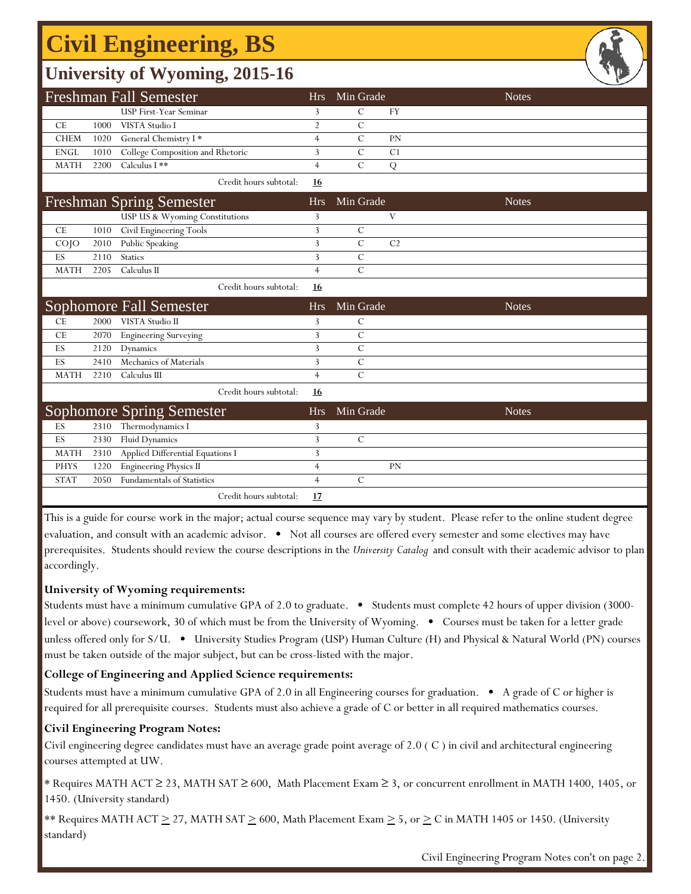# Civil Engineering, BS

## University of Wyoming, 2015-16

| Freshman Fall Semester | | | Hrs | Min Grade | | Notes |
|---|---|---|---|---|---|---|
| | | USP First-Year Seminar | 3 | C | FY | |
| CE | 1000 | VISTA Studio I | 2 | C | | |
| CHEM | 1020 | General Chemistry I * | 4 | C | PN | |
| ENGL | 1010 | College Composition and Rhetoric | 3 | C | C1 | |
| MATH | 2200 | Calculus I ** | 4 | C | Q | |
| | | Credit hours subtotal: | **16** | | | |

| Freshman Spring Semester | | | Hrs | Min Grade | | Notes |
|---|---|---|---|---|---|---|
| | | USP US & Wyoming Constitutions | 3 | | V | |
| CE | 1010 | Civil Engineering Tools | 3 | C | | |
| COJO | 2010 | Public Speaking | 3 | C | C2 | |
| ES | 2110 | Statics | 3 | C | | |
| MATH | 2205 | Calculus II | 4 | C | | |
| | | Credit hours subtotal: | **16** | | | |

| Sophomore Fall Semester | | | Hrs | Min Grade | | Notes |
|---|---|---|---|---|---|---|
| CE | 2000 | VISTA Studio II | 3 | C | | |
| CE | 2070 | Engineering Surveying | 3 | C | | |
| ES | 2120 | Dynamics | 3 | C | | |
| ES | 2410 | Mechanics of Materials | 3 | C | | |
| MATH | 2210 | Calculus III | 4 | C | | |
| | | Credit hours subtotal: | **16** | | | |

| Sophomore Spring Semester | | | Hrs | Min Grade | | Notes |
|---|---|---|---|---|---|---|
| ES | 2310 | Thermodynamics I | 3 | | | |
| ES | 2330 | Fluid Dynamics | 3 | C | | |
| MATH | 2310 | Applied Differential Equations I | 3 | | | |
| PHYS | 1220 | Engineering Physics II | 4 | | PN | |
| STAT | 2050 | Fundamentals of Statistics | 4 | C | | |
| | | Credit hours subtotal: | **17** | | | |

This is a guide for course work in the major; actual course sequence may vary by student. Please refer to the online student degree evaluation, and consult with an academic advisor. • Not all courses are offered every semester and some electives may have prerequisites. Students should review the course descriptions in the *University Catalog* and consult with their academic advisor to plan accordingly.

**University of Wyoming requirements:**

Students must have a minimum cumulative GPA of 2.0 to graduate. • Students must complete 42 hours of upper division (3000-level or above) coursework, 30 of which must be from the University of Wyoming. • Courses must be taken for a letter grade unless offered only for S/U. • University Studies Program (USP) Human Culture (H) and Physical & Natural World (PN) courses must be taken outside of the major subject, but can be cross-listed with the major.

**College of Engineering and Applied Science requirements:**

Students must have a minimum cumulative GPA of 2.0 in all Engineering courses for graduation. • A grade of C or higher is required for all prerequisite courses. Students must also achieve a grade of C or better in all required mathematics courses.

**Civil Engineering Program Notes:**

Civil engineering degree candidates must have an average grade point average of 2.0 ( C ) in civil and architectural engineering courses attempted at UW.

* Requires MATH ACT ≥ 23, MATH SAT ≥ 600, Math Placement Exam ≥ 3, or concurrent enrollment in MATH 1400, 1405, or 1450. (University standard)

** Requires MATH ACT ≥ 27, MATH SAT ≥ 600, Math Placement Exam ≥ 5, or ≥ C in MATH 1405 or 1450. (University standard)

Civil Engineering Program Notes con't on page 2.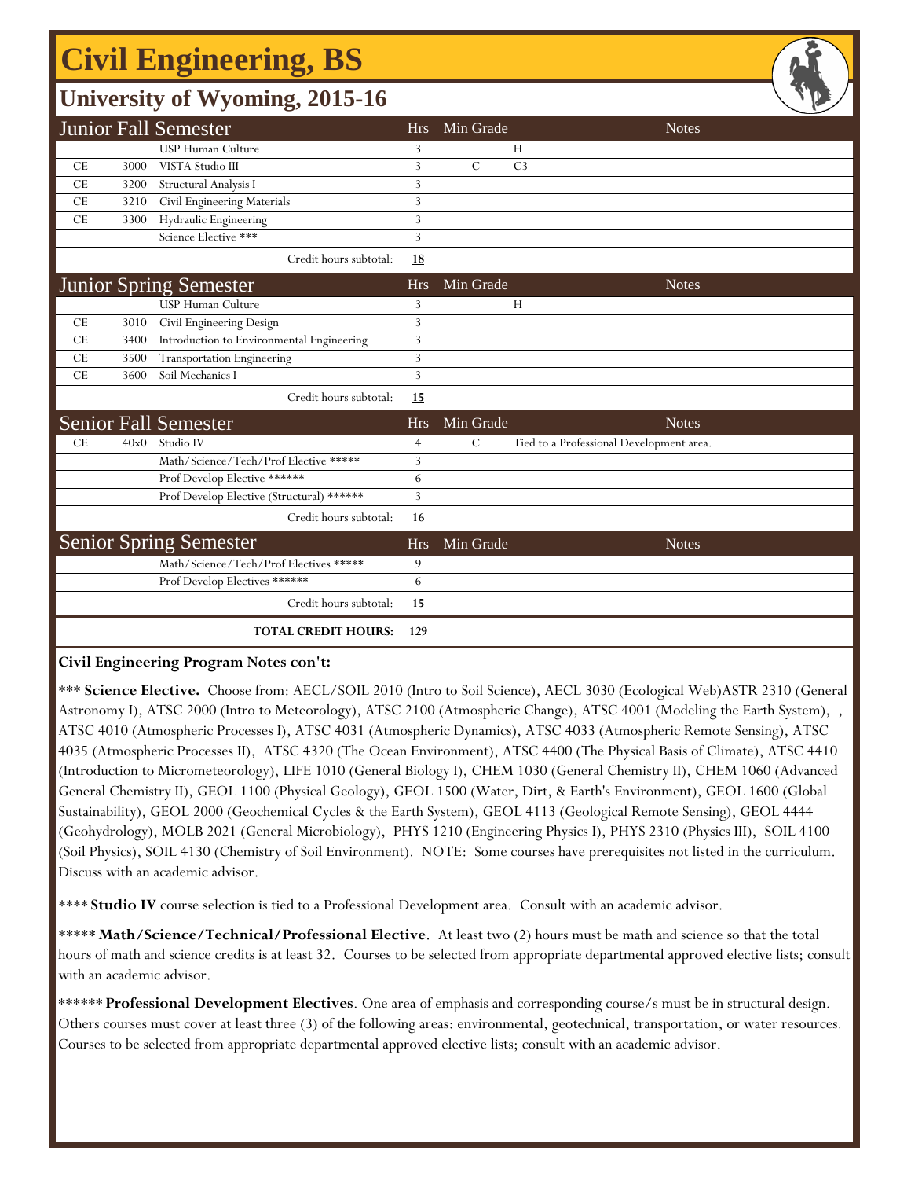# Civil Engineering, BS

## University of Wyoming, 2015-16

| Junior Fall Semester | | | Hrs | Min Grade | Notes |
|---|---|---|---|---|---|
| | | USP Human Culture | 3 | | H |
| CE | 3000 | VISTA Studio III | 3 | C | C3 |
| CE | 3200 | Structural Analysis I | 3 | | |
| CE | 3210 | Civil Engineering Materials | 3 | | |
| CE | 3300 | Hydraulic Engineering | 3 | | |
| | | Science Elective *** | 3 | | |
| | | Credit hours subtotal: | **18** | | |

| Junior Spring Semester | | | Hrs | Min Grade | Notes |
|---|---|---|---|---|---|
| | | USP Human Culture | 3 | | H |
| CE | 3010 | Civil Engineering Design | 3 | | |
| CE | 3400 | Introduction to Environmental Engineering | 3 | | |
| CE | 3500 | Transportation Engineering | 3 | | |
| CE | 3600 | Soil Mechanics I | 3 | | |
| | | Credit hours subtotal: | **15** | | |

| Senior Fall Semester | | | Hrs | Min Grade | Notes |
|---|---|---|---|---|---|
| CE | 40x0 | Studio IV | 4 | C | Tied to a Professional Development area. |
| | | Math/Science/Tech/Prof Elective ***** | 3 | | |
| | | Prof Develop Elective ****** | 6 | | |
| | | Prof Develop Elective (Structural) ****** | 3 | | |
| | | Credit hours subtotal: | **16** | | |

| Senior Spring Semester | | | Hrs | Min Grade | Notes |
|---|---|---|---|---|---|
| | | Math/Science/Tech/Prof Electives ***** | 9 | | |
| | | Prof Develop Electives ****** | 6 | | |
| | | Credit hours subtotal: | **15** | | |
| | | **TOTAL CREDIT HOURS:** | **129** | | |

**Civil Engineering Program Notes con't:**

*** **Science Elective.** Choose from: AECL/SOIL 2010 (Intro to Soil Science), AECL 3030 (Ecological Web)ASTR 2310 (General Astronomy I), ATSC 2000 (Intro to Meteorology), ATSC 2100 (Atmospheric Change), ATSC 4001 (Modeling the Earth System), , ATSC 4010 (Atmospheric Processes I), ATSC 4031 (Atmospheric Dynamics), ATSC 4033 (Atmospheric Remote Sensing), ATSC 4035 (Atmospheric Processes II), ATSC 4320 (The Ocean Environment), ATSC 4400 (The Physical Basis of Climate), ATSC 4410 (Introduction to Micrometeorology), LIFE 1010 (General Biology I), CHEM 1030 (General Chemistry II), CHEM 1060 (Advanced General Chemistry II), GEOL 1100 (Physical Geology), GEOL 1500 (Water, Dirt, & Earth's Environment), GEOL 1600 (Global Sustainability), GEOL 2000 (Geochemical Cycles & the Earth System), GEOL 4113 (Geological Remote Sensing), GEOL 4444 (Geohydrology), MOLB 2021 (General Microbiology), PHYS 1210 (Engineering Physics I), PHYS 2310 (Physics III), SOIL 4100 (Soil Physics), SOIL 4130 (Chemistry of Soil Environment). NOTE: Some courses have prerequisites not listed in the curriculum. Discuss with an academic advisor.

**** **Studio IV** course selection is tied to a Professional Development area. Consult with an academic advisor.

***** **Math/Science/Technical/Professional Elective**. At least two (2) hours must be math and science so that the total hours of math and science credits is at least 32. Courses to be selected from appropriate departmental approved elective lists; consult with an academic advisor.

****** **Professional Development Electives**. One area of emphasis and corresponding course/s must be in structural design. Others courses must cover at least three (3) of the following areas: environmental, geotechnical, transportation, or water resources. Courses to be selected from appropriate departmental approved elective lists; consult with an academic advisor.